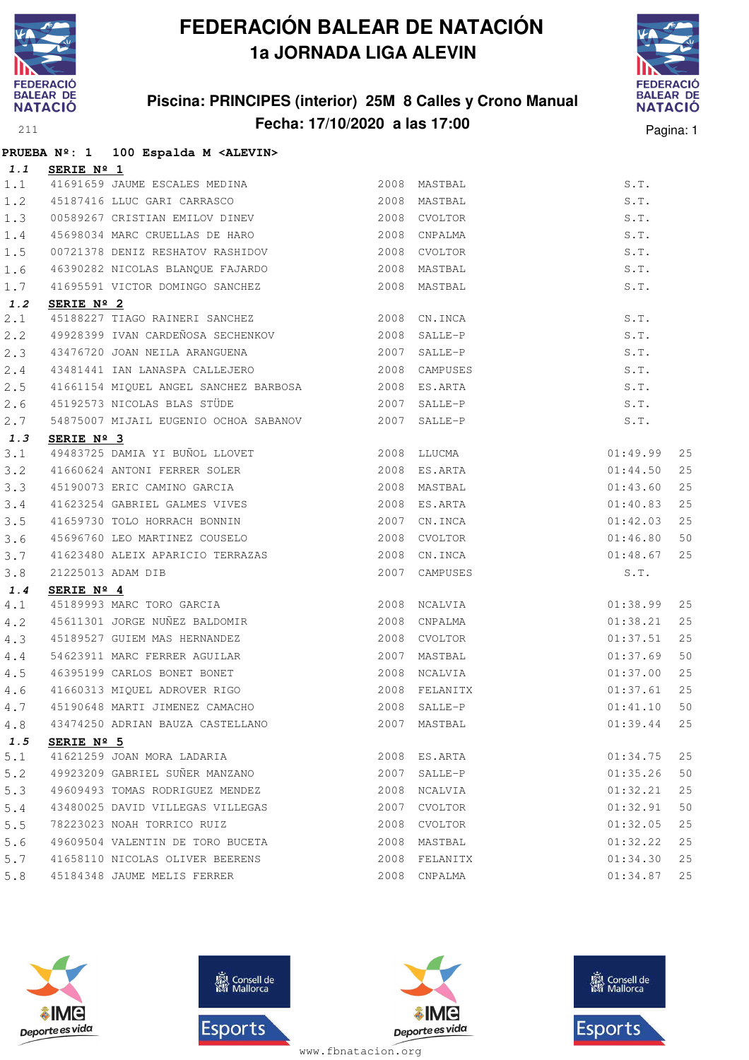# FEDERACIÓN BALEAR DE NATACIÓN

## 1a JORNADA LIGA ALEVIN

### Piscina: PRINCIPES (interior) 25M 8 Calles y Crono Manual
### Fecha: 17/10/2020 a las 17:00

**PRUEBA Nº: 1 100 Espalda M <ALEVIN>**

***1.1* SERIE Nº 1**

| | | | | | | |
|---|---|---|---|---|---|---|
| 1.1 | 41691659 | JAUME ESCALES MEDINA | 2008 | MASTBAL | S.T. | |
| 1.2 | 45187416 | LLUC GARI CARRASCO | 2008 | MASTBAL | S.T. | |
| 1.3 | 00589267 | CRISTIAN EMILOV DINEV | 2008 | CVOLTOR | S.T. | |
| 1.4 | 45698034 | MARC CRUELLAS DE HARO | 2008 | CNPALMA | S.T. | |
| 1.5 | 00721378 | DENIZ RESHATOV RASHIDOV | 2008 | CVOLTOR | S.T. | |
| 1.6 | 46390282 | NICOLAS BLANQUE FAJARDO | 2008 | MASTBAL | S.T. | |
| 1.7 | 41695591 | VICTOR DOMINGO SANCHEZ | 2008 | MASTBAL | S.T. | |

***1.2* SERIE Nº 2**

| | | | | | | |
|---|---|---|---|---|---|---|
| 2.1 | 45188227 | TIAGO RAINERI SANCHEZ | 2008 | CN.INCA | S.T. | |
| 2.2 | 49928399 | IVAN CARDEÑOSA SECHENKOV | 2008 | SALLE-P | S.T. | |
| 2.3 | 43476720 | JOAN NEILA ARANGUENA | 2007 | SALLE-P | S.T. | |
| 2.4 | 43481441 | IAN LANASPA CALLEJERO | 2008 | CAMPUSES | S.T. | |
| 2.5 | 41661154 | MIQUEL ANGEL SANCHEZ BARBOSA | 2008 | ES.ARTA | S.T. | |
| 2.6 | 45192573 | NICOLAS BLAS STÜDE | 2007 | SALLE-P | S.T. | |
| 2.7 | 54875007 | MIJAIL EUGENIO OCHOA SABANOV | 2007 | SALLE-P | S.T. | |

***1.3* SERIE Nº 3**

| | | | | | | |
|---|---|---|---|---|---|---|
| 3.1 | 49483725 | DAMIA YI BUÑOL LLOVET | 2008 | LLUCMA | 01:49.99 | 25 |
| 3.2 | 41660624 | ANTONI FERRER SOLER | 2008 | ES.ARTA | 01:44.50 | 25 |
| 3.3 | 45190073 | ERIC CAMINO GARCIA | 2008 | MASTBAL | 01:43.60 | 25 |
| 3.4 | 41623254 | GABRIEL GALMES VIVES | 2008 | ES.ARTA | 01:40.83 | 25 |
| 3.5 | 41659730 | TOLO HORRACH BONNIN | 2007 | CN.INCA | 01:42.03 | 25 |
| 3.6 | 45696760 | LEO MARTINEZ COUSELO | 2008 | CVOLTOR | 01:46.80 | 50 |
| 3.7 | 41623480 | ALEIX APARICIO TERRAZAS | 2008 | CN.INCA | 01:48.67 | 25 |
| 3.8 | 21225013 | ADAM DIB | 2007 | CAMPUSES | S.T. | |

***1.4* SERIE Nº 4**

| | | | | | | |
|---|---|---|---|---|---|---|
| 4.1 | 45189993 | MARC TORO GARCIA | 2008 | NCALVIA | 01:38.99 | 25 |
| 4.2 | 45611301 | JORGE NUÑEZ BALDOMIR | 2008 | CNPALMA | 01:38.21 | 25 |
| 4.3 | 45189527 | GUIEM MAS HERNANDEZ | 2008 | CVOLTOR | 01:37.51 | 25 |
| 4.4 | 54623911 | MARC FERRER AGUILAR | 2007 | MASTBAL | 01:37.69 | 50 |
| 4.5 | 46395199 | CARLOS BONET BONET | 2008 | NCALVIA | 01:37.00 | 25 |
| 4.6 | 41660313 | MIQUEL ADROVER RIGO | 2008 | FELANITX | 01:37.61 | 25 |
| 4.7 | 45190648 | MARTI JIMENEZ CAMACHO | 2008 | SALLE-P | 01:41.10 | 50 |
| 4.8 | 43474250 | ADRIAN BAUZA CASTELLANO | 2007 | MASTBAL | 01:39.44 | 25 |

***1.5* SERIE Nº 5**

| | | | | | | |
|---|---|---|---|---|---|---|
| 5.1 | 41621259 | JOAN MORA LADARIA | 2008 | ES.ARTA | 01:34.75 | 25 |
| 5.2 | 49923209 | GABRIEL SUÑER MANZANO | 2007 | SALLE-P | 01:35.26 | 50 |
| 5.3 | 49609493 | TOMAS RODRIGUEZ MENDEZ | 2008 | NCALVIA | 01:32.21 | 25 |
| 5.4 | 43480025 | DAVID VILLEGAS VILLEGAS | 2007 | CVOLTOR | 01:32.91 | 50 |
| 5.5 | 78223023 | NOAH TORRICO RUIZ | 2008 | CVOLTOR | 01:32.05 | 25 |
| 5.6 | 49609504 | VALENTIN DE TORO BUCETA | 2008 | MASTBAL | 01:32.22 | 25 |
| 5.7 | 41658110 | NICOLAS OLIVER BEERENS | 2008 | FELANITX | 01:34.30 | 25 |
| 5.8 | 45184348 | JAUME MELIS FERRER | 2008 | CNPALMA | 01:34.87 | 25 |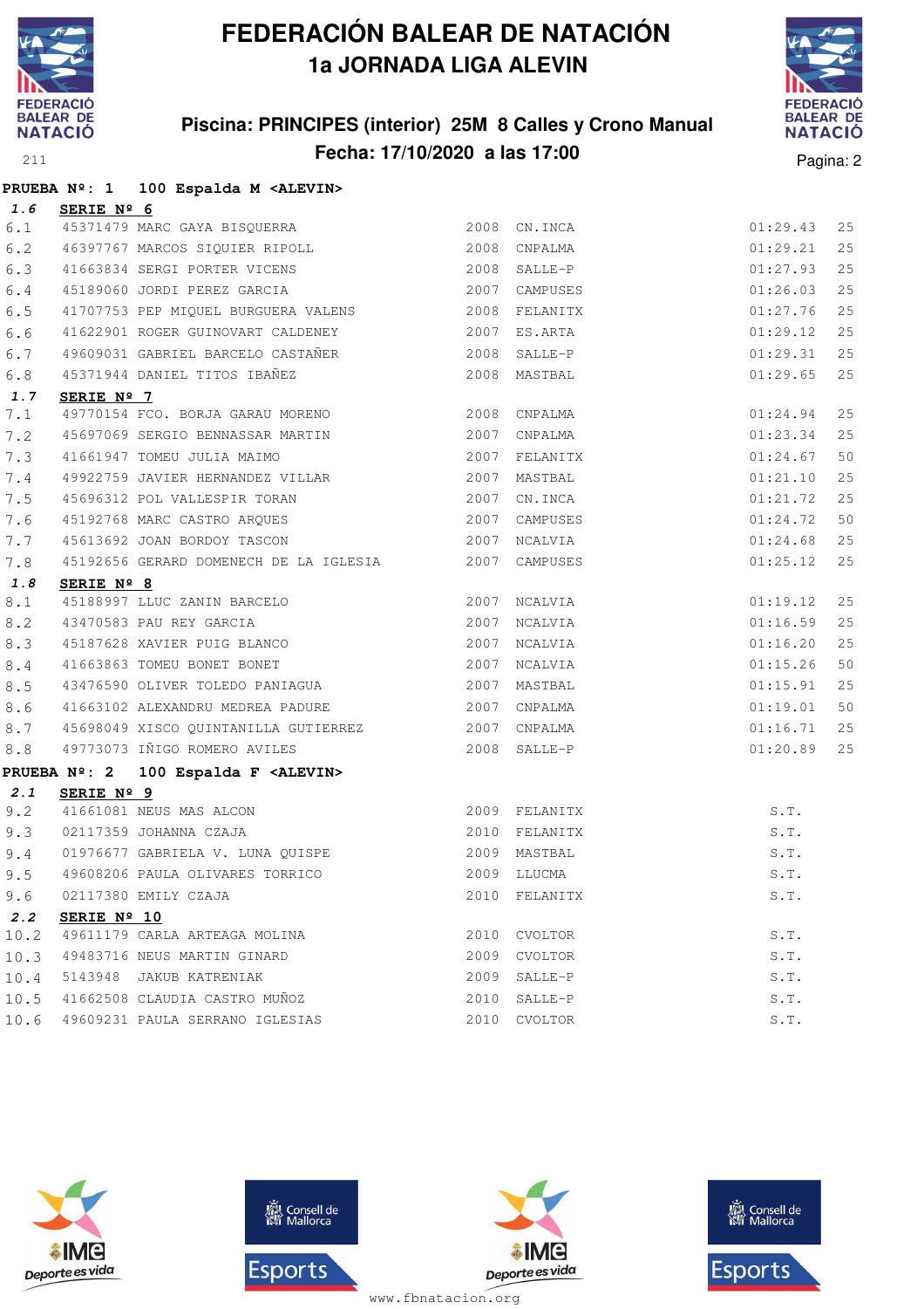# FEDERACIÓN BALEAR DE NATACIÓN

## 1a JORNADA LIGA ALEVIN

### Piscina: PRINCIPES (interior) 25M 8 Calles y Crono Manual

### Fecha: 17/10/2020 a las 17:00

**PRUEBA Nº: 1 100 Espalda M <ALEVIN>**

***1.6*** **SERIE Nº 6**

| | | | | | | |
|---|---|---|---|---|---|---|
| 6.1 | 45371479 | MARC GAYA BISQUERRA | 2008 | CN.INCA | 01:29.43 | 25 |
| 6.2 | 46397767 | MARCOS SIQUIER RIPOLL | 2008 | CNPALMA | 01:29.21 | 25 |
| 6.3 | 41663834 | SERGI PORTER VICENS | 2008 | SALLE-P | 01:27.93 | 25 |
| 6.4 | 45189060 | JORDI PEREZ GARCIA | 2007 | CAMPUSES | 01:26.03 | 25 |
| 6.5 | 41707753 | PEP MIQUEL BURGUERA VALENS | 2008 | FELANITX | 01:27.76 | 25 |
| 6.6 | 41622901 | ROGER GUINOVART CALDENEY | 2007 | ES.ARTA | 01:29.12 | 25 |
| 6.7 | 49609031 | GABRIEL BARCELO CASTAÑER | 2008 | SALLE-P | 01:29.31 | 25 |
| 6.8 | 45371944 | DANIEL TITOS IBAÑEZ | 2008 | MASTBAL | 01:29.65 | 25 |

***1.7*** **SERIE Nº 7**

| | | | | | | |
|---|---|---|---|---|---|---|
| 7.1 | 49770154 | FCO. BORJA GARAU MORENO | 2008 | CNPALMA | 01:24.94 | 25 |
| 7.2 | 45697069 | SERGIO BENNASSAR MARTIN | 2007 | CNPALMA | 01:23.34 | 25 |
| 7.3 | 41661947 | TOMEU JULIA MAIMO | 2007 | FELANITX | 01:24.67 | 50 |
| 7.4 | 49922759 | JAVIER HERNANDEZ VILLAR | 2007 | MASTBAL | 01:21.10 | 25 |
| 7.5 | 45696312 | POL VALLESPIR TORAN | 2007 | CN.INCA | 01:21.72 | 25 |
| 7.6 | 45192768 | MARC CASTRO ARQUES | 2007 | CAMPUSES | 01:24.72 | 50 |
| 7.7 | 45613692 | JOAN BORDOY TASCON | 2007 | NCALVIA | 01:24.68 | 25 |
| 7.8 | 45192656 | GERARD DOMENECH DE LA IGLESIA | 2007 | CAMPUSES | 01:25.12 | 25 |

***1.8*** **SERIE Nº 8**

| | | | | | | |
|---|---|---|---|---|---|---|
| 8.1 | 45188997 | LLUC ZANIN BARCELO | 2007 | NCALVIA | 01:19.12 | 25 |
| 8.2 | 43470583 | PAU REY GARCIA | 2007 | NCALVIA | 01:16.59 | 25 |
| 8.3 | 45187628 | XAVIER PUIG BLANCO | 2007 | NCALVIA | 01:16.20 | 25 |
| 8.4 | 41663863 | TOMEU BONET BONET | 2007 | NCALVIA | 01:15.26 | 50 |
| 8.5 | 43476590 | OLIVER TOLEDO PANIAGUA | 2007 | MASTBAL | 01:15.91 | 25 |
| 8.6 | 41663102 | ALEXANDRU MEDREA PADURE | 2007 | CNPALMA | 01:19.01 | 50 |
| 8.7 | 45698049 | XISCO QUINTANILLA GUTIERREZ | 2007 | CNPALMA | 01:16.71 | 25 |
| 8.8 | 49773073 | IÑIGO ROMERO AVILES | 2008 | SALLE-P | 01:20.89 | 25 |

**PRUEBA Nº: 2 100 Espalda F <ALEVIN>**

***2.1*** **SERIE Nº 9**

| | | | | | |
|---|---|---|---|---|---|
| 9.2 | 41661081 | NEUS MAS ALCON | 2009 | FELANITX | S.T. |
| 9.3 | 02117359 | JOHANNA CZAJA | 2010 | FELANITX | S.T. |
| 9.4 | 01976677 | GABRIELA V. LUNA QUISPE | 2009 | MASTBAL | S.T. |
| 9.5 | 49608206 | PAULA OLIVARES TORRICO | 2009 | LLUCMA | S.T. |
| 9.6 | 02117380 | EMILY CZAJA | 2010 | FELANITX | S.T. |

***2.2*** **SERIE Nº 10**

| | | | | | |
|---|---|---|---|---|---|
| 10.2 | 49611179 | CARLA ARTEAGA MOLINA | 2010 | CVOLTOR | S.T. |
| 10.3 | 49483716 | NEUS MARTIN GINARD | 2009 | CVOLTOR | S.T. |
| 10.4 | 5143948 | JAKUB KATRENIAK | 2009 | SALLE-P | S.T. |
| 10.5 | 41662508 | CLAUDIA CASTRO MUÑOZ | 2010 | SALLE-P | S.T. |
| 10.6 | 49609231 | PAULA SERRANO IGLESIAS | 2010 | CVOLTOR | S.T. |

www.fbnatacion.org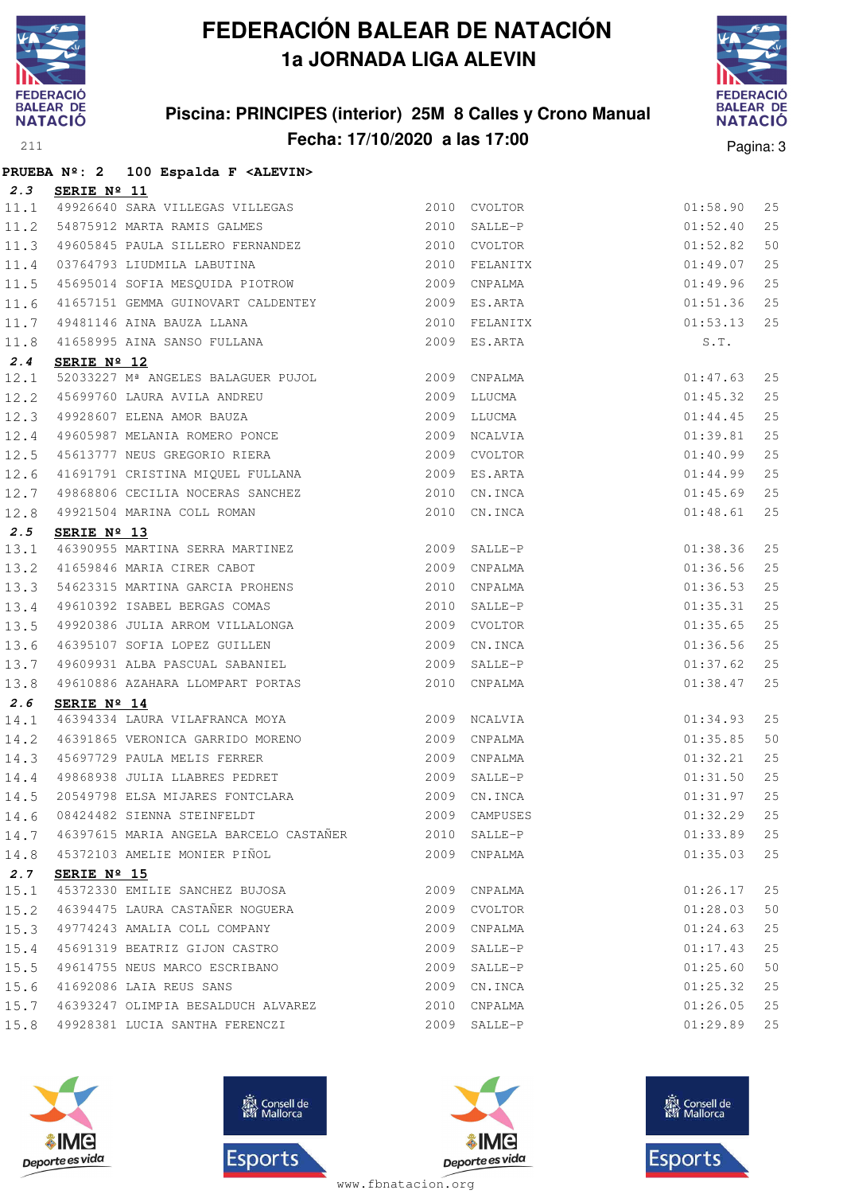# FEDERACIÓN BALEAR DE NATACIÓN

## 1a JORNADA LIGA ALEVIN

### Piscina: PRINCIPES (interior) 25M 8 Calles y Crono Manual

### Fecha: 17/10/2020 a las 17:00

**PRUEBA Nº: 2 100 Espalda F <ALEVIN>**

**2.3 SERIE Nº 11**

| Pos. | Licencia | Nombre | Año | Club | Tiempo | Piscina |
|---|---|---|---|---|---|---|
| 11.1 | 49926640 | SARA VILLEGAS VILLEGAS | 2010 | CVOLTOR | 01:58.90 | 25 |
| 11.2 | 54875912 | MARTA RAMIS GALMES | 2010 | SALLE-P | 01:52.40 | 25 |
| 11.3 | 49605845 | PAULA SILLERO FERNANDEZ | 2010 | CVOLTOR | 01:52.82 | 50 |
| 11.4 | 03764793 | LIUDMILA LABUTINA | 2010 | FELANITX | 01:49.07 | 25 |
| 11.5 | 45695014 | SOFIA MESQUIDA PIOTROW | 2009 | CNPALMA | 01:49.96 | 25 |
| 11.6 | 41657151 | GEMMA GUINOVART CALDENTEY | 2009 | ES.ARTA | 01:51.36 | 25 |
| 11.7 | 49481146 | AINA BAUZA LLANA | 2010 | FELANITX | 01:53.13 | 25 |
| 11.8 | 41658995 | AINA SANSO FULLANA | 2009 | ES.ARTA | S.T. | |

**2.4 SERIE Nº 12**

| Pos. | Licencia | Nombre | Año | Club | Tiempo | Piscina |
|---|---|---|---|---|---|---|
| 12.1 | 52033227 | Mª ANGELES BALAGUER PUJOL | 2009 | CNPALMA | 01:47.63 | 25 |
| 12.2 | 45699760 | LAURA AVILA ANDREU | 2009 | LLUCMA | 01:45.32 | 25 |
| 12.3 | 49928607 | ELENA AMOR BAUZA | 2009 | LLUCMA | 01:44.45 | 25 |
| 12.4 | 49605987 | MELANIA ROMERO PONCE | 2009 | NCALVIA | 01:39.81 | 25 |
| 12.5 | 45613777 | NEUS GREGORIO RIERA | 2009 | CVOLTOR | 01:40.99 | 25 |
| 12.6 | 41691791 | CRISTINA MIQUEL FULLANA | 2009 | ES.ARTA | 01:44.99 | 25 |
| 12.7 | 49868806 | CECILIA NOCERAS SANCHEZ | 2010 | CN.INCA | 01:45.69 | 25 |
| 12.8 | 49921504 | MARINA COLL ROMAN | 2010 | CN.INCA | 01:48.61 | 25 |

**2.5 SERIE Nº 13**

| Pos. | Licencia | Nombre | Año | Club | Tiempo | Piscina |
|---|---|---|---|---|---|---|
| 13.1 | 46390955 | MARTINA SERRA MARTINEZ | 2009 | SALLE-P | 01:38.36 | 25 |
| 13.2 | 41659846 | MARIA CIRER CABOT | 2009 | CNPALMA | 01:36.56 | 25 |
| 13.3 | 54623315 | MARTINA GARCIA PROHENS | 2010 | CNPALMA | 01:36.53 | 25 |
| 13.4 | 49610392 | ISABEL BERGAS COMAS | 2010 | SALLE-P | 01:35.31 | 25 |
| 13.5 | 49920386 | JULIA ARROM VILLALONGA | 2009 | CVOLTOR | 01:35.65 | 25 |
| 13.6 | 46395107 | SOFIA LOPEZ GUILLEN | 2009 | CN.INCA | 01:36.56 | 25 |
| 13.7 | 49609931 | ALBA PASCUAL SABANIEL | 2009 | SALLE-P | 01:37.62 | 25 |
| 13.8 | 49610886 | AZAHARA LLOMPART PORTAS | 2010 | CNPALMA | 01:38.47 | 25 |

**2.6 SERIE Nº 14**

| Pos. | Licencia | Nombre | Año | Club | Tiempo | Piscina |
|---|---|---|---|---|---|---|
| 14.1 | 46394334 | LAURA VILAFRANCA MOYA | 2009 | NCALVIA | 01:34.93 | 25 |
| 14.2 | 46391865 | VERONICA GARRIDO MORENO | 2009 | CNPALMA | 01:35.85 | 50 |
| 14.3 | 45697729 | PAULA MELIS FERRER | 2009 | CNPALMA | 01:32.21 | 25 |
| 14.4 | 49868938 | JULIA LLABRES PEDRET | 2009 | SALLE-P | 01:31.50 | 25 |
| 14.5 | 20549798 | ELSA MIJARES FONTCLARA | 2009 | CN.INCA | 01:31.97 | 25 |
| 14.6 | 08424482 | SIENNA STEINFELDT | 2009 | CAMPUSES | 01:32.29 | 25 |
| 14.7 | 46397615 | MARIA ANGELA BARCELO CASTAÑER | 2010 | SALLE-P | 01:33.89 | 25 |
| 14.8 | 45372103 | AMELIE MONIER PIÑOL | 2009 | CNPALMA | 01:35.03 | 25 |

**2.7 SERIE Nº 15**

| Pos. | Licencia | Nombre | Año | Club | Tiempo | Piscina |
|---|---|---|---|---|---|---|
| 15.1 | 45372330 | EMILIE SANCHEZ BUJOSA | 2009 | CNPALMA | 01:26.17 | 25 |
| 15.2 | 46394475 | LAURA CASTAÑER NOGUERA | 2009 | CVOLTOR | 01:28.03 | 50 |
| 15.3 | 49774243 | AMALIA COLL COMPANY | 2009 | CNPALMA | 01:24.63 | 25 |
| 15.4 | 45691319 | BEATRIZ GIJON CASTRO | 2009 | SALLE-P | 01:17.43 | 25 |
| 15.5 | 49614755 | NEUS MARCO ESCRIBANO | 2009 | SALLE-P | 01:25.60 | 50 |
| 15.6 | 41692086 | LAIA REUS SANS | 2009 | CN.INCA | 01:25.32 | 25 |
| 15.7 | 46393247 | OLIMPIA BESALDUCH ALVAREZ | 2010 | CNPALMA | 01:26.05 | 25 |
| 15.8 | 49928381 | LUCIA SANTHA FERENCZI | 2009 | SALLE-P | 01:29.89 | 25 |

www.fbnatacion.org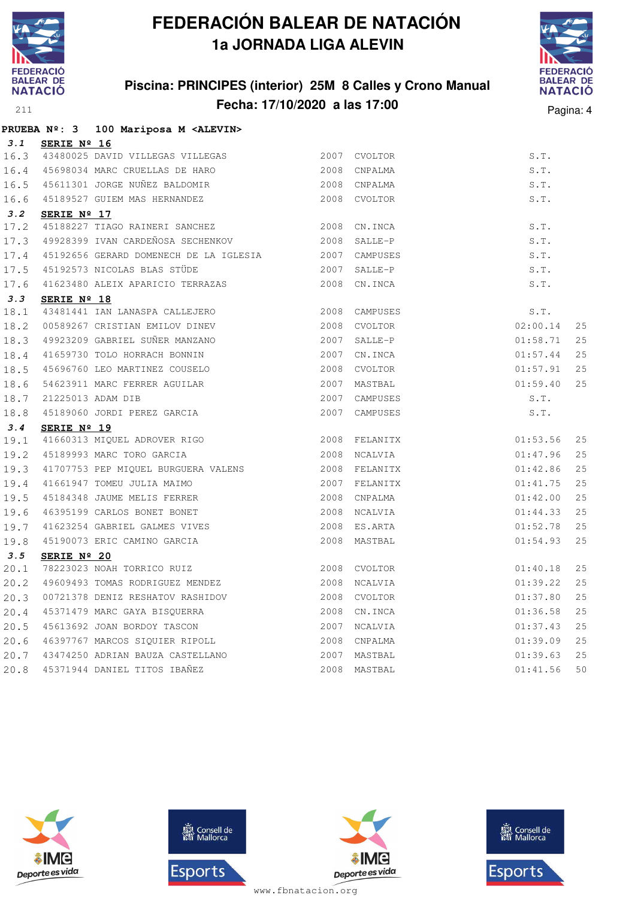# FEDERACIÓN BALEAR DE NATACIÓN

## 1a JORNADA LIGA ALEVIN

### Piscina: PRINCIPES (interior) 25M 8 Calles y Crono Manual

### Fecha: 17/10/2020 a las 17:00

**PRUEBA Nº: 3 100 Mariposa M <ALEVIN>**

**3.1 SERIE Nº 16**

| | | | | | | |
|---|---|---|---|---|---|---|
| 16.3 | 43480025 | DAVID VILLEGAS VILLEGAS | 2007 | CVOLTOR | S.T. | |
| 16.4 | 45698034 | MARC CRUELLAS DE HARO | 2008 | CNPALMA | S.T. | |
| 16.5 | 45611301 | JORGE NUÑEZ BALDOMIR | 2008 | CNPALMA | S.T. | |
| 16.6 | 45189527 | GUIEM MAS HERNANDEZ | 2008 | CVOLTOR | S.T. | |

**3.2 SERIE Nº 17**

| | | | | | | |
|---|---|---|---|---|---|---|
| 17.2 | 45188227 | TIAGO RAINERI SANCHEZ | 2008 | CN.INCA | S.T. | |
| 17.3 | 49928399 | IVAN CARDEÑOSA SECHENKOV | 2008 | SALLE-P | S.T. | |
| 17.4 | 45192656 | GERARD DOMENECH DE LA IGLESIA | 2007 | CAMPUSES | S.T. | |
| 17.5 | 45192573 | NICOLAS BLAS STÜDE | 2007 | SALLE-P | S.T. | |
| 17.6 | 41623480 | ALEIX APARICIO TERRAZAS | 2008 | CN.INCA | S.T. | |

**3.3 SERIE Nº 18**

| | | | | | | |
|---|---|---|---|---|---|---|
| 18.1 | 43481441 | IAN LANASPA CALLEJERO | 2008 | CAMPUSES | S.T. | |
| 18.2 | 00589267 | CRISTIAN EMILOV DINEV | 2008 | CVOLTOR | 02:00.14 | 25 |
| 18.3 | 49923209 | GABRIEL SUÑER MANZANO | 2007 | SALLE-P | 01:58.71 | 25 |
| 18.4 | 41659730 | TOLO HORRACH BONNIN | 2007 | CN.INCA | 01:57.44 | 25 |
| 18.5 | 45696760 | LEO MARTINEZ COUSELO | 2008 | CVOLTOR | 01:57.91 | 25 |
| 18.6 | 54623911 | MARC FERRER AGUILAR | 2007 | MASTBAL | 01:59.40 | 25 |
| 18.7 | 21225013 | ADAM DIB | 2007 | CAMPUSES | S.T. | |
| 18.8 | 45189060 | JORDI PEREZ GARCIA | 2007 | CAMPUSES | S.T. | |

**3.4 SERIE Nº 19**

| | | | | | | |
|---|---|---|---|---|---|---|
| 19.1 | 41660313 | MIQUEL ADROVER RIGO | 2008 | FELANITX | 01:53.56 | 25 |
| 19.2 | 45189993 | MARC TORO GARCIA | 2008 | NCALVIA | 01:47.96 | 25 |
| 19.3 | 41707753 | PEP MIQUEL BURGUERA VALENS | 2008 | FELANITX | 01:42.86 | 25 |
| 19.4 | 41661947 | TOMEU JULIA MAIMO | 2007 | FELANITX | 01:41.75 | 25 |
| 19.5 | 45184348 | JAUME MELIS FERRER | 2008 | CNPALMA | 01:42.00 | 25 |
| 19.6 | 46395199 | CARLOS BONET BONET | 2008 | NCALVIA | 01:44.33 | 25 |
| 19.7 | 41623254 | GABRIEL GALMES VIVES | 2008 | ES.ARTA | 01:52.78 | 25 |
| 19.8 | 45190073 | ERIC CAMINO GARCIA | 2008 | MASTBAL | 01:54.93 | 25 |

**3.5 SERIE Nº 20**

| | | | | | | |
|---|---|---|---|---|---|---|
| 20.1 | 78223023 | NOAH TORRICO RUIZ | 2008 | CVOLTOR | 01:40.18 | 25 |
| 20.2 | 49609493 | TOMAS RODRIGUEZ MENDEZ | 2008 | NCALVIA | 01:39.22 | 25 |
| 20.3 | 00721378 | DENIZ RESHATOV RASHIDOV | 2008 | CVOLTOR | 01:37.80 | 25 |
| 20.4 | 45371479 | MARC GAYA BISQUERRA | 2008 | CN.INCA | 01:36.58 | 25 |
| 20.5 | 45613692 | JOAN BORDOY TASCON | 2007 | NCALVIA | 01:37.43 | 25 |
| 20.6 | 46397767 | MARCOS SIQUIER RIPOLL | 2008 | CNPALMA | 01:39.09 | 25 |
| 20.7 | 43474250 | ADRIAN BAUZA CASTELLANO | 2007 | MASTBAL | 01:39.63 | 25 |
| 20.8 | 45371944 | DANIEL TITOS IBAÑEZ | 2008 | MASTBAL | 01:41.56 | 50 |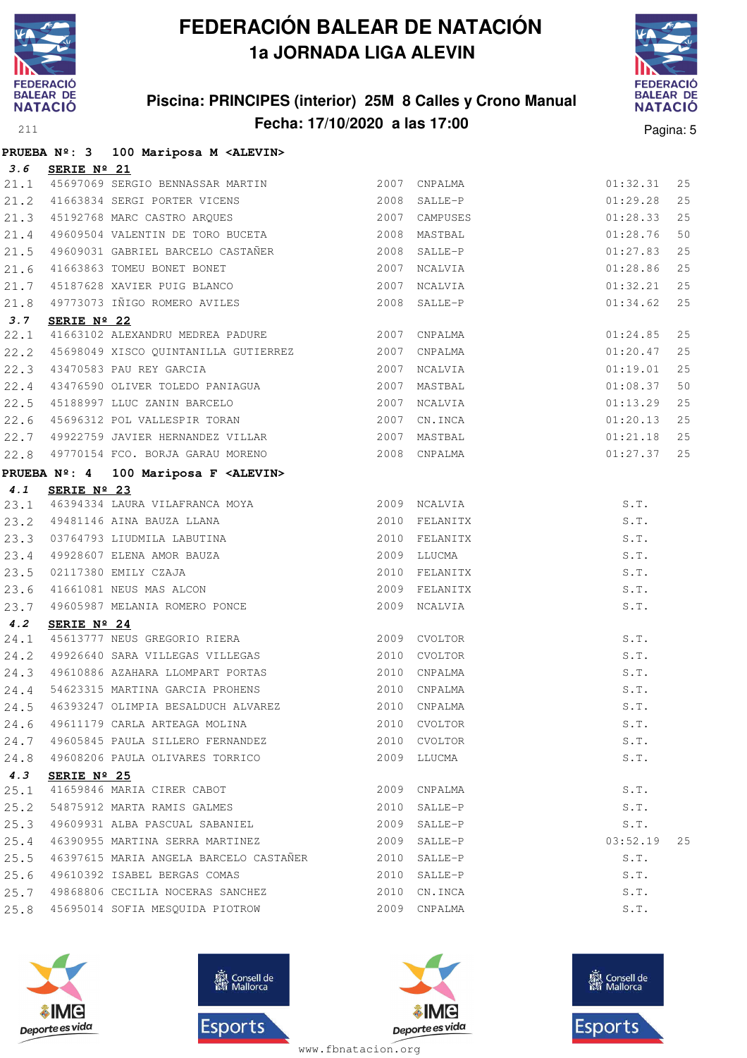# FEDERACIÓN BALEAR DE NATACIÓN

## 1a JORNADA LIGA ALEVIN

### Piscina: PRINCIPES (interior) 25M 8 Calles y Crono Manual

### Fecha: 17/10/2020 a las 17:00

**PRUEBA Nº: 3 100 Mariposa M <ALEVIN>**

**3.6 SERIE Nº 21**

| | | | | | | |
|---|---|---|---|---|---|---|
| 21.1 | 45697069 SERGIO BENNASSAR MARTIN | 2007 | CNPALMA | 01:32.31 | 25 |
| 21.2 | 41663834 SERGI PORTER VICENS | 2008 | SALLE-P | 01:29.28 | 25 |
| 21.3 | 45192768 MARC CASTRO ARQUES | 2007 | CAMPUSES | 01:28.33 | 25 |
| 21.4 | 49609504 VALENTIN DE TORO BUCETA | 2008 | MASTBAL | 01:28.76 | 50 |
| 21.5 | 49609031 GABRIEL BARCELO CASTAÑER | 2008 | SALLE-P | 01:27.83 | 25 |
| 21.6 | 41663863 TOMEU BONET BONET | 2007 | NCALVIA | 01:28.86 | 25 |
| 21.7 | 45187628 XAVIER PUIG BLANCO | 2007 | NCALVIA | 01:32.21 | 25 |
| 21.8 | 49773073 IÑIGO ROMERO AVILES | 2008 | SALLE-P | 01:34.62 | 25 |

**3.7 SERIE Nº 22**

| | | | | | |
|---|---|---|---|---|---|
| 22.1 | 41663102 ALEXANDRU MEDREA PADURE | 2007 | CNPALMA | 01:24.85 | 25 |
| 22.2 | 45698049 XISCO QUINTANILLA GUTIERREZ | 2007 | CNPALMA | 01:20.47 | 25 |
| 22.3 | 43470583 PAU REY GARCIA | 2007 | NCALVIA | 01:19.01 | 25 |
| 22.4 | 43476590 OLIVER TOLEDO PANIAGUA | 2007 | MASTBAL | 01:08.37 | 50 |
| 22.5 | 45188997 LLUC ZANIN BARCELO | 2007 | NCALVIA | 01:13.29 | 25 |
| 22.6 | 45696312 POL VALLESPIR TORAN | 2007 | CN.INCA | 01:20.13 | 25 |
| 22.7 | 49922759 JAVIER HERNANDEZ VILLAR | 2007 | MASTBAL | 01:21.18 | 25 |
| 22.8 | 49770154 FCO. BORJA GARAU MORENO | 2008 | CNPALMA | 01:27.37 | 25 |

**PRUEBA Nº: 4 100 Mariposa F <ALEVIN>**

**4.1 SERIE Nº 23**

| | | | | | |
|---|---|---|---|---|---|
| 23.1 | 46394334 LAURA VILAFRANCA MOYA | 2009 | NCALVIA | S.T. | |
| 23.2 | 49481146 AINA BAUZA LLANA | 2010 | FELANITX | S.T. | |
| 23.3 | 03764793 LIUDMILA LABUTINA | 2010 | FELANITX | S.T. | |
| 23.4 | 49928607 ELENA AMOR BAUZA | 2009 | LLUCMA | S.T. | |
| 23.5 | 02117380 EMILY CZAJA | 2010 | FELANITX | S.T. | |
| 23.6 | 41661081 NEUS MAS ALCON | 2009 | FELANITX | S.T. | |
| 23.7 | 49605987 MELANIA ROMERO PONCE | 2009 | NCALVIA | S.T. | |

**4.2 SERIE Nº 24**

| | | | | | |
|---|---|---|---|---|---|
| 24.1 | 45613777 NEUS GREGORIO RIERA | 2009 | CVOLTOR | S.T. | |
| 24.2 | 49926640 SARA VILLEGAS VILLEGAS | 2010 | CVOLTOR | S.T. | |
| 24.3 | 49610886 AZAHARA LLOMPART PORTAS | 2010 | CNPALMA | S.T. | |
| 24.4 | 54623315 MARTINA GARCIA PROHENS | 2010 | CNPALMA | S.T. | |
| 24.5 | 46393247 OLIMPIA BESALDUCH ALVAREZ | 2010 | CNPALMA | S.T. | |
| 24.6 | 49611179 CARLA ARTEAGA MOLINA | 2010 | CVOLTOR | S.T. | |
| 24.7 | 49605845 PAULA SILLERO FERNANDEZ | 2010 | CVOLTOR | S.T. | |
| 24.8 | 49608206 PAULA OLIVARES TORRICO | 2009 | LLUCMA | S.T. | |

**4.3 SERIE Nº 25**

| | | | | | |
|---|---|---|---|---|---|
| 25.1 | 41659846 MARIA CIRER CABOT | 2009 | CNPALMA | S.T. | |
| 25.2 | 54875912 MARTA RAMIS GALMES | 2010 | SALLE-P | S.T. | |
| 25.3 | 49609931 ALBA PASCUAL SABANIEL | 2009 | SALLE-P | S.T. | |
| 25.4 | 46390955 MARTINA SERRA MARTINEZ | 2009 | SALLE-P | 03:52.19 | 25 |
| 25.5 | 46397615 MARIA ANGELA BARCELO CASTAÑER | 2010 | SALLE-P | S.T. | |
| 25.6 | 49610392 ISABEL BERGAS COMAS | 2010 | SALLE-P | S.T. | |
| 25.7 | 49868806 CECILIA NOCERAS SANCHEZ | 2010 | CN.INCA | S.T. | |
| 25.8 | 45695014 SOFIA MESQUIDA PIOTROW | 2009 | CNPALMA | S.T. | |

www.fbnatacion.org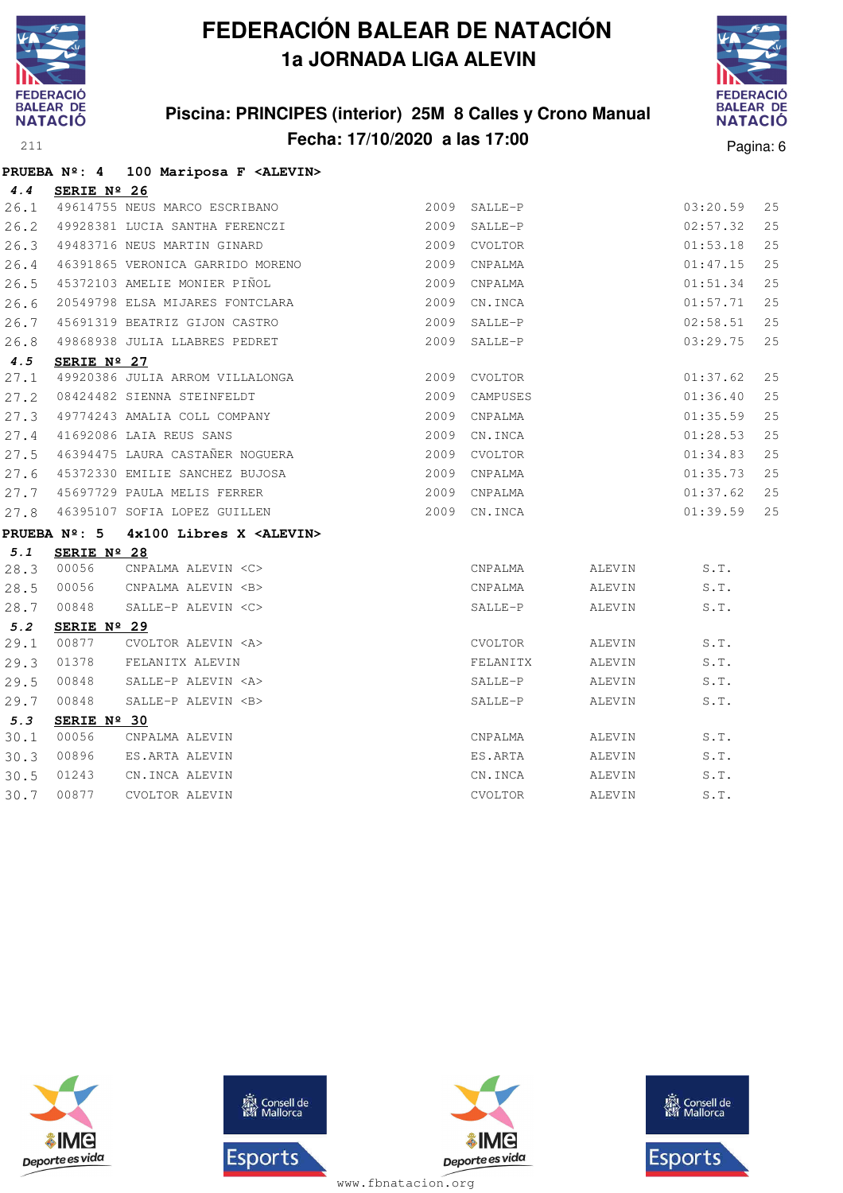# FEDERACIÓN BALEAR DE NATACIÓN

## 1a JORNADA LIGA ALEVIN

### Piscina: PRINCIPES (interior) 25M 8 Calles y Crono Manual

### Fecha: 17/10/2020 a las 17:00

**PRUEBA Nº: 4 100 Mariposa F <ALEVIN>**

**4.4 SERIE Nº 26**

| | | | | | | |
|---|---|---|---|---|---|---|
| 26.1 | 49614755 | NEUS MARCO ESCRIBANO | 2009 | SALLE-P | 03:20.59 | 25 |
| 26.2 | 49928381 | LUCIA SANTHA FERENCZI | 2009 | SALLE-P | 02:57.32 | 25 |
| 26.3 | 49483716 | NEUS MARTIN GINARD | 2009 | CVOLTOR | 01:53.18 | 25 |
| 26.4 | 46391865 | VERONICA GARRIDO MORENO | 2009 | CNPALMA | 01:47.15 | 25 |
| 26.5 | 45372103 | AMELIE MONIER PIÑOL | 2009 | CNPALMA | 01:51.34 | 25 |
| 26.6 | 20549798 | ELSA MIJARES FONTCLARA | 2009 | CN.INCA | 01:57.71 | 25 |
| 26.7 | 45691319 | BEATRIZ GIJON CASTRO | 2009 | SALLE-P | 02:58.51 | 25 |
| 26.8 | 49868938 | JULIA LLABRES PEDRET | 2009 | SALLE-P | 03:29.75 | 25 |

**4.5 SERIE Nº 27**

| | | | | | | |
|---|---|---|---|---|---|---|
| 27.1 | 49920386 | JULIA ARROM VILLALONGA | 2009 | CVOLTOR | 01:37.62 | 25 |
| 27.2 | 08424482 | SIENNA STEINFELDT | 2009 | CAMPUSES | 01:36.40 | 25 |
| 27.3 | 49774243 | AMALIA COLL COMPANY | 2009 | CNPALMA | 01:35.59 | 25 |
| 27.4 | 41692086 | LAIA REUS SANS | 2009 | CN.INCA | 01:28.53 | 25 |
| 27.5 | 46394475 | LAURA CASTAÑER NOGUERA | 2009 | CVOLTOR | 01:34.83 | 25 |
| 27.6 | 45372330 | EMILIE SANCHEZ BUJOSA | 2009 | CNPALMA | 01:35.73 | 25 |
| 27.7 | 45697729 | PAULA MELIS FERRER | 2009 | CNPALMA | 01:37.62 | 25 |
| 27.8 | 46395107 | SOFIA LOPEZ GUILLEN | 2009 | CN.INCA | 01:39.59 | 25 |

**PRUEBA Nº: 5 4x100 Libres X <ALEVIN>**

**5.1 SERIE Nº 28**

| | | | | | |
|---|---|---|---|---|---|
| 28.3 | 00056 | CNPALMA ALEVIN <C> | CNPALMA | ALEVIN | S.T. |
| 28.5 | 00056 | CNPALMA ALEVIN <B> | CNPALMA | ALEVIN | S.T. |
| 28.7 | 00848 | SALLE-P ALEVIN <C> | SALLE-P | ALEVIN | S.T. |

**5.2 SERIE Nº 29**

| | | | | | |
|---|---|---|---|---|---|
| 29.1 | 00877 | CVOLTOR ALEVIN <A> | CVOLTOR | ALEVIN | S.T. |
| 29.3 | 01378 | FELANITX ALEVIN | FELANITX | ALEVIN | S.T. |
| 29.5 | 00848 | SALLE-P ALEVIN <A> | SALLE-P | ALEVIN | S.T. |
| 29.7 | 00848 | SALLE-P ALEVIN <B> | SALLE-P | ALEVIN | S.T. |

**5.3 SERIE Nº 30**

| | | | | | |
|---|---|---|---|---|---|
| 30.1 | 00056 | CNPALMA ALEVIN | CNPALMA | ALEVIN | S.T. |
| 30.3 | 00896 | ES.ARTA ALEVIN | ES.ARTA | ALEVIN | S.T. |
| 30.5 | 01243 | CN.INCA ALEVIN | CN.INCA | ALEVIN | S.T. |
| 30.7 | 00877 | CVOLTOR ALEVIN | CVOLTOR | ALEVIN | S.T. |